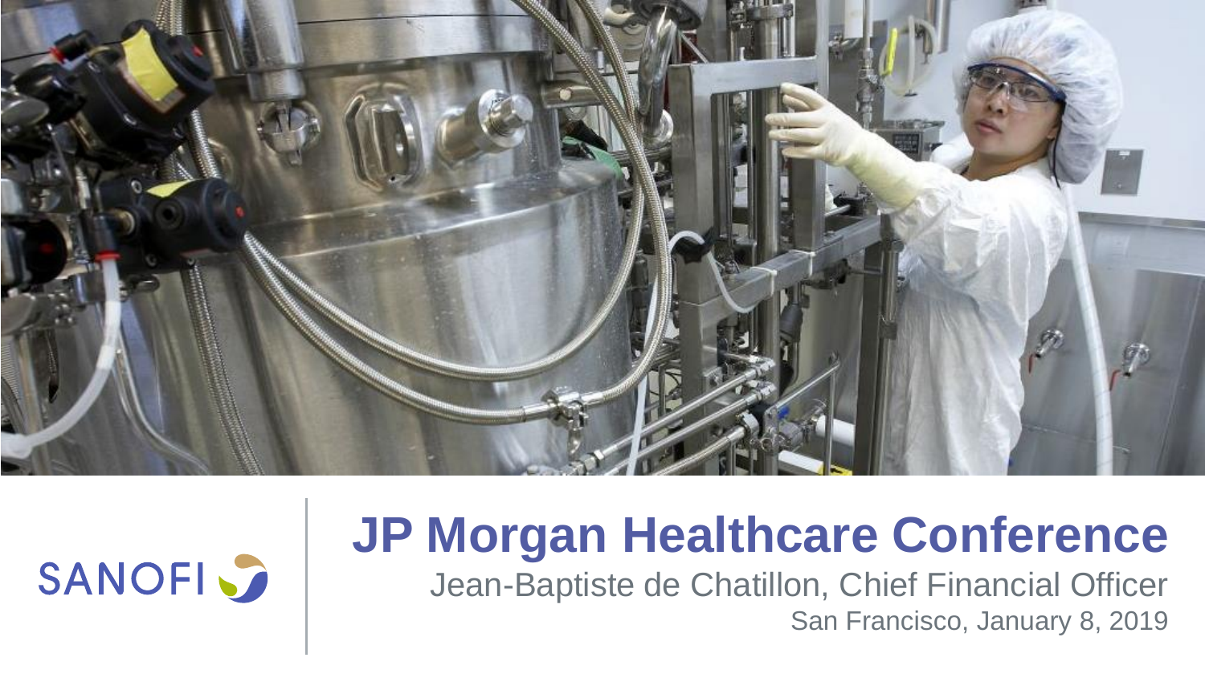SANOFI

# JP Morgan Healthcare Conference

Jean-Baptiste de Chatillon, Chief Financial Officer

San Francisco, January 8, 2019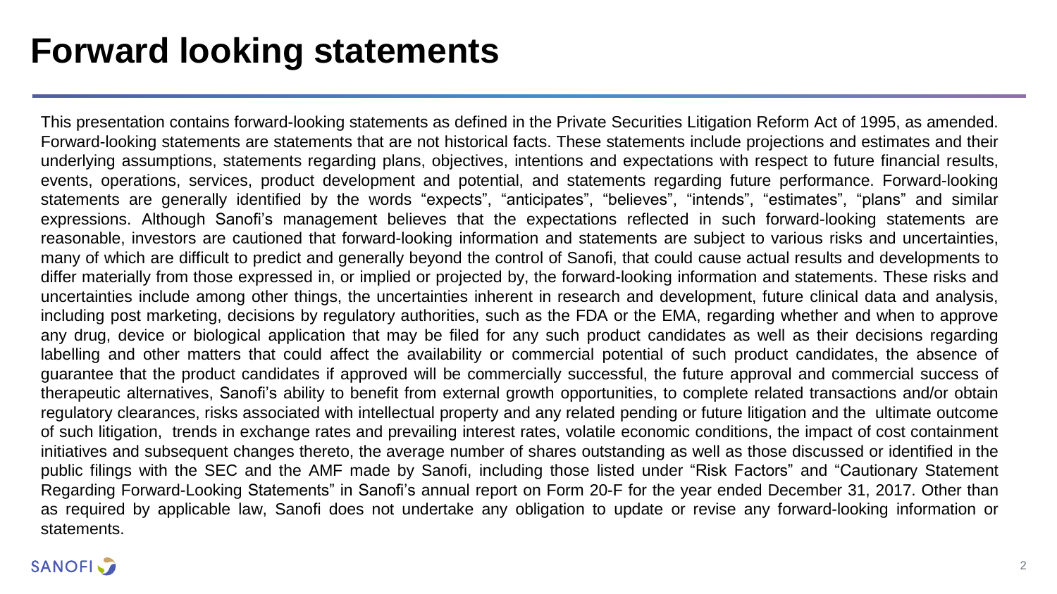# Forward looking statements

This presentation contains forward-looking statements as defined in the Private Securities Litigation Reform Act of 1995, as amended. Forward-looking statements are statements that are not historical facts. These statements include projections and estimates and their underlying assumptions, statements regarding plans, objectives, intentions and expectations with respect to future financial results, events, operations, services, product development and potential, and statements regarding future performance. Forward-looking statements are generally identified by the words "expects", "anticipates", "believes", "intends", "estimates", "plans" and similar expressions. Although Sanofi's management believes that the expectations reflected in such forward-looking statements are reasonable, investors are cautioned that forward-looking information and statements are subject to various risks and uncertainties, many of which are difficult to predict and generally beyond the control of Sanofi, that could cause actual results and developments to differ materially from those expressed in, or implied or projected by, the forward-looking information and statements. These risks and uncertainties include among other things, the uncertainties inherent in research and development, future clinical data and analysis, including post marketing, decisions by regulatory authorities, such as the FDA or the EMA, regarding whether and when to approve any drug, device or biological application that may be filed for any such product candidates as well as their decisions regarding labelling and other matters that could affect the availability or commercial potential of such product candidates, the absence of guarantee that the product candidates if approved will be commercially successful, the future approval and commercial success of therapeutic alternatives, Sanofi's ability to benefit from external growth opportunities, to complete related transactions and/or obtain regulatory clearances, risks associated with intellectual property and any related pending or future litigation and the ultimate outcome of such litigation, trends in exchange rates and prevailing interest rates, volatile economic conditions, the impact of cost containment initiatives and subsequent changes thereto, the average number of shares outstanding as well as those discussed or identified in the public filings with the SEC and the AMF made by Sanofi, including those listed under "Risk Factors" and "Cautionary Statement Regarding Forward-Looking Statements" in Sanofi's annual report on Form 20-F for the year ended December 31, 2017. Other than as required by applicable law, Sanofi does not undertake any obligation to update or revise any forward-looking information or statements.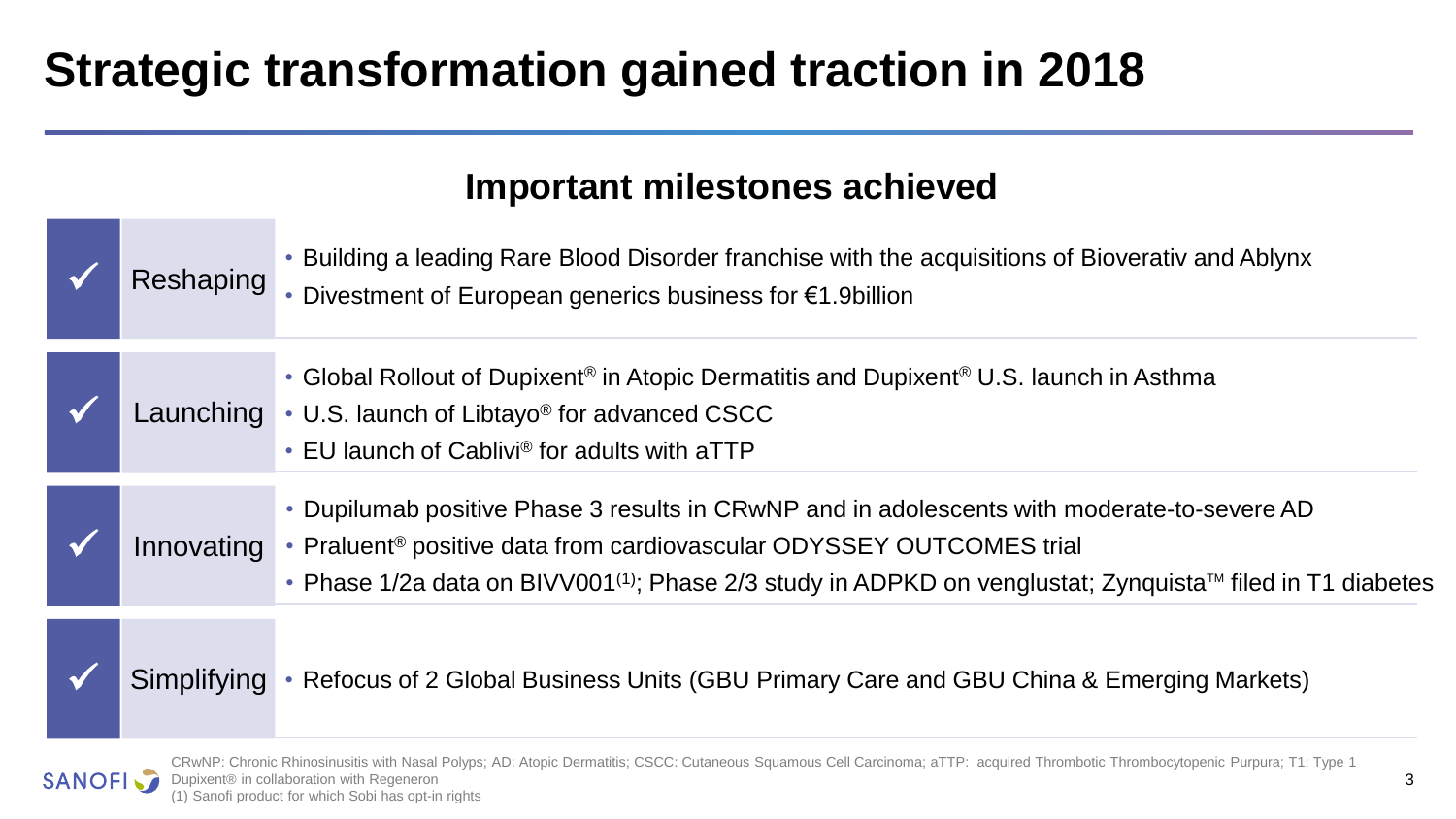# Strategic transformation gained traction in 2018

## Important milestones achieved

| | | |
|---|---|---|
| ✓ | Reshaping | • Building a leading Rare Blood Disorder franchise with the acquisitions of Bioverativ and Ablynx<br>• Divestment of European generics business for €1.9billion |
| ✓ | Launching | • Global Rollout of Dupixent® in Atopic Dermatitis and Dupixent® U.S. launch in Asthma<br>• U.S. launch of Libtayo® for advanced CSCC<br>• EU launch of Cablivi® for adults with aTTP |
| ✓ | Innovating | • Dupilumab positive Phase 3 results in CRwNP and in adolescents with moderate-to-severe AD<br>• Praluent® positive data from cardiovascular ODYSSEY OUTCOMES trial<br>• Phase 1/2a data on BIVV001[1]; Phase 2/3 study in ADPKD on venglustat; Zynquista™ filed in T1 diabetes |
| ✓ | Simplifying | • Refocus of 2 Global Business Units (GBU Primary Care and GBU China & Emerging Markets) |

CRwNP: Chronic Rhinosinusitis with Nasal Polyps; AD: Atopic Dermatitis; CSCC: Cutaneous Squamous Cell Carcinoma; aTTP: acquired Thrombotic Thrombocytopenic Purpura; T1: Type 1
Dupixent® in collaboration with Regeneron
(1) Sanofi product for which Sobi has opt-in rights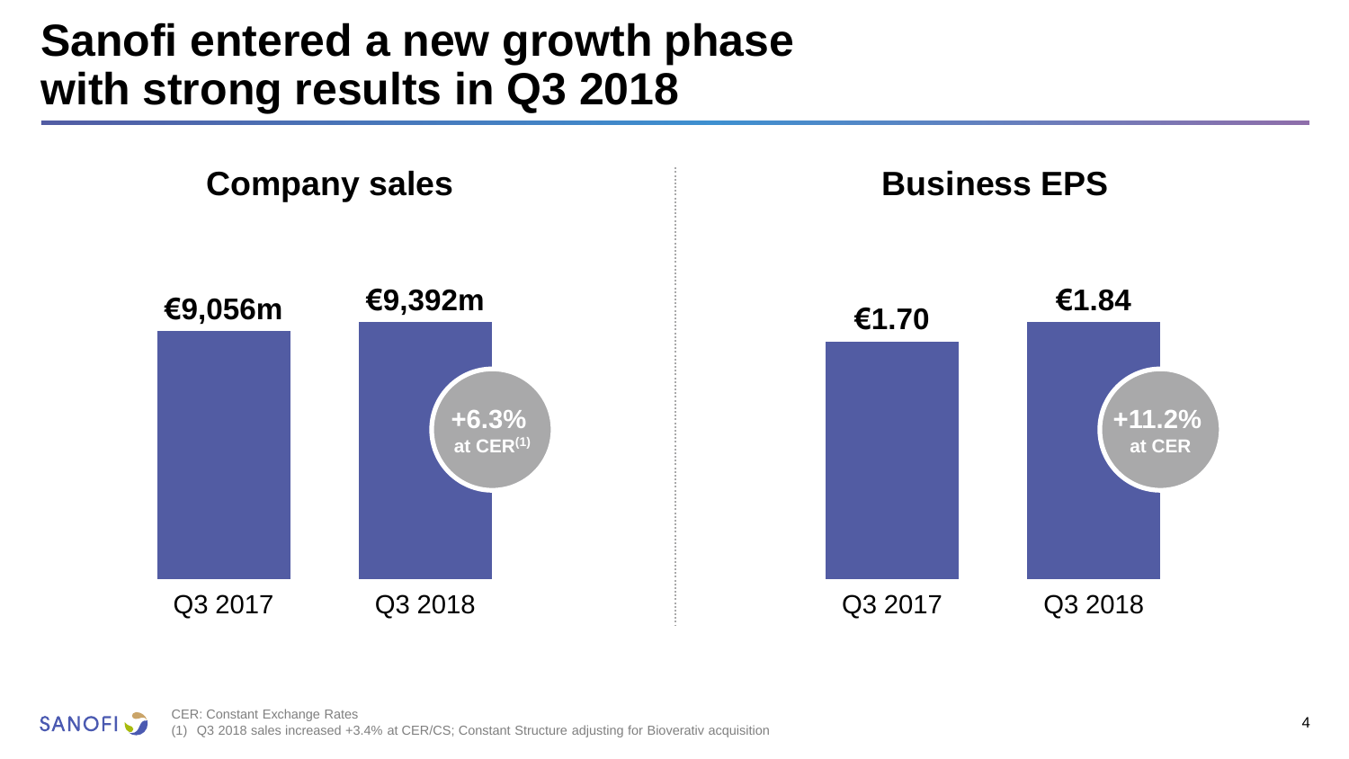# Sanofi entered a new growth phase with strong results in Q3 2018

## Company sales

| | Q3 2017 | Q3 2018 |
|---|---|---|
| Company sales | €9,056m | €9,392m |

**+6.3%** at CER[(1)]

## Business EPS

| | Q3 2017 | Q3 2018 |
|---|---|---|
| Business EPS | €1.70 | €1.84 |

**+11.2%** at CER

CER: Constant Exchange Rates

(1) Q3 2018 sales increased +3.4% at CER/CS; Constant Structure adjusting for Bioverativ acquisition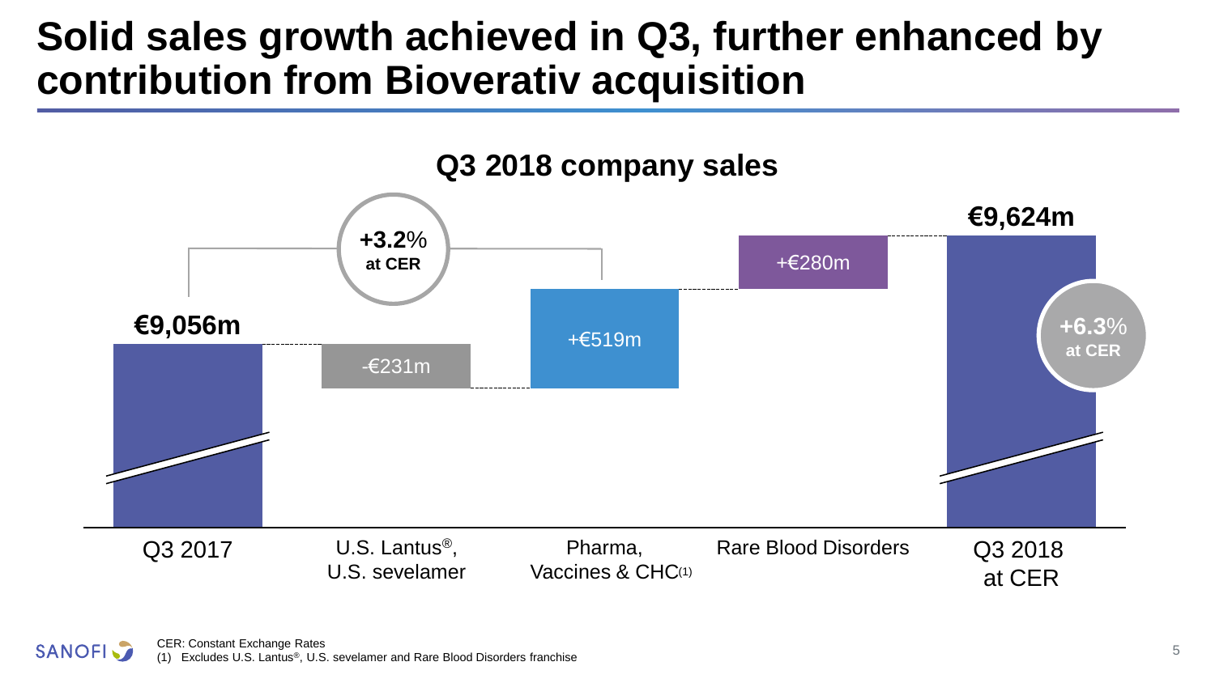# Solid sales growth achieved in Q3, further enhanced by contribution from Bioverativ acquisition

## Q3 2018 company sales

| | Q3 2017 | U.S. Lantus®, U.S. sevelamer | Pharma, Vaccines & CHC(1) | Rare Blood Disorders | Q3 2018 at CER |
|---|---|---|---|---|---|
| Sales | €9,056m | -€231m | +€519m | +€280m | €9,624m |

+3.2% at CER (Q3 2017 to Pharma, Vaccines & CHC)

+6.3% at CER (Q3 2018)

CER: Constant Exchange Rates

(1) Excludes U.S. Lantus®, U.S. sevelamer and Rare Blood Disorders franchise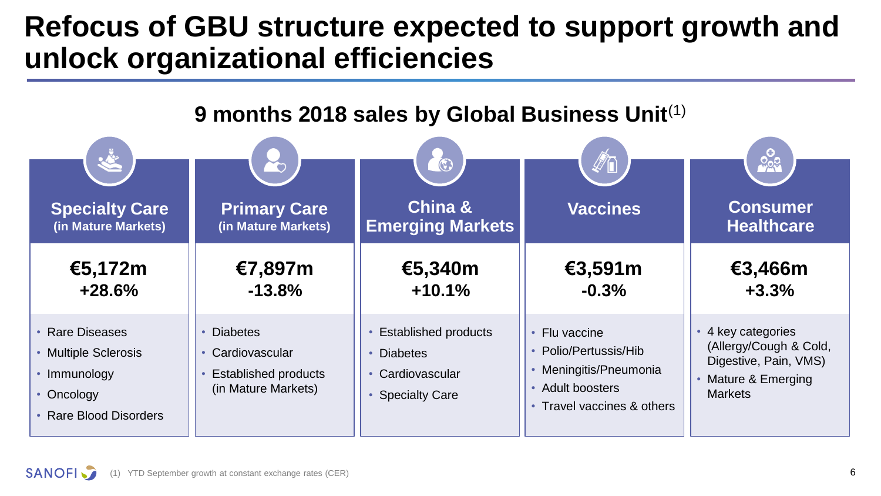# Refocus of GBU structure expected to support growth and unlock organizational efficiencies

## 9 months 2018 sales by Global Business Unit[(1)]

| Specialty Care (in Mature Markets) | Primary Care (in Mature Markets) | China & Emerging Markets | Vaccines | Consumer Healthcare |
| --- | --- | --- | --- | --- |
| **€5,172m** **+28.6%** | **€7,897m** **-13.8%** | **€5,340m** **+10.1%** | **€3,591m** **-0.3%** | **€3,466m** **+3.3%** |
| • Rare Diseases<br>• Multiple Sclerosis<br>• Immunology<br>• Oncology<br>• Rare Blood Disorders | • Diabetes<br>• Cardiovascular<br>• Established products (in Mature Markets) | • Established products<br>• Diabetes<br>• Cardiovascular<br>• Specialty Care | • Flu vaccine<br>• Polio/Pertussis/Hib<br>• Meningitis/Pneumonia<br>• Adult boosters<br>• Travel vaccines & others | • 4 key categories (Allergy/Cough & Cold, Digestive, Pain, VMS)<br>• Mature & Emerging Markets |

(1) YTD September growth at constant exchange rates (CER)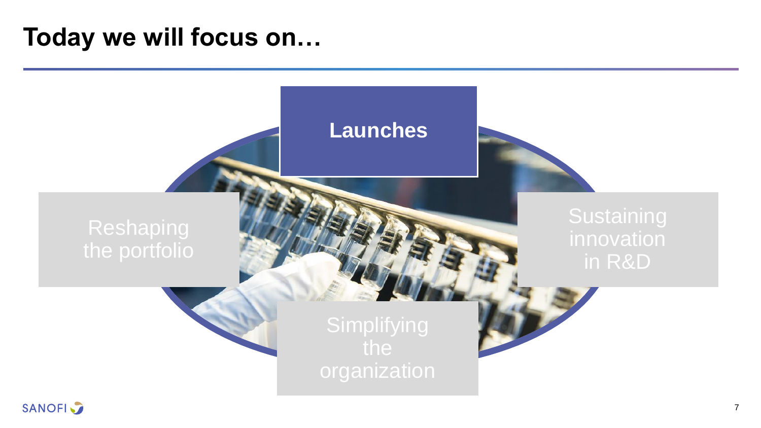# Today we will focus on…

- **Launches**
- Sustaining innovation in R&D
- Simplifying the organization
- Reshaping the portfolio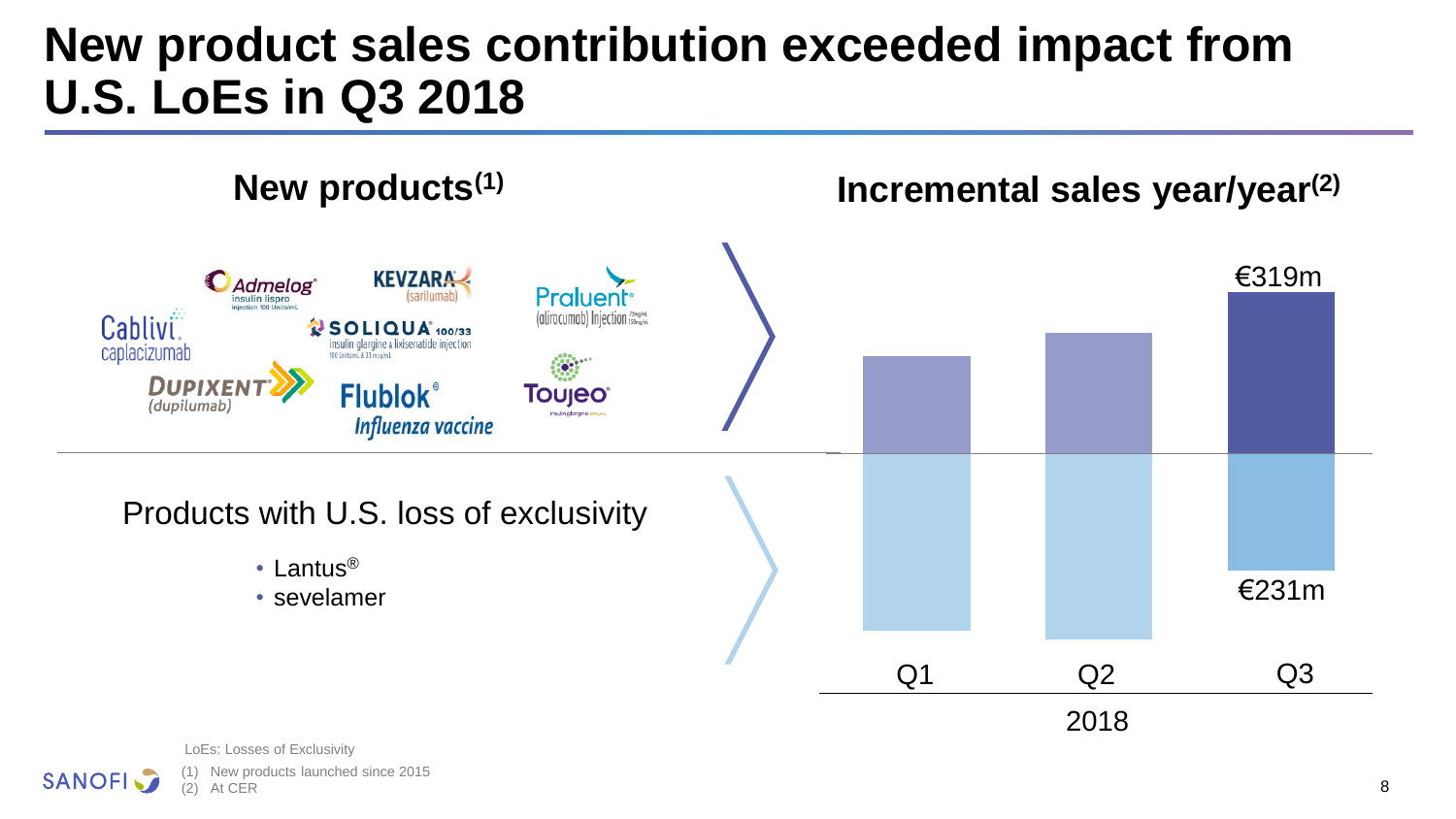# New product sales contribution exceeded impact from U.S. LoEs in Q3 2018

## New products[(1)]

Admelog® insulin lispro injection 100 Units/mL

KEVZARA® (sarilumab)

Praluent® (alirocumab) Injection

Cablivi® caplacizumab

SOLIQUA® 100/33 insulin glargine & lixisenatide injection 100 Units/mL & 33 mcg/mL

DUPIXENT® (dupilumab)

Flublok® Influenza vaccine

Toujeo®

Products with U.S. loss of exclusivity

- Lantus®
- sevelamer

## Incremental sales year/year[(2)]

| 2018 | Q1 | Q2 | Q3 |
|---|---|---|---|
| New products | | | €319m |
| Products with U.S. loss of exclusivity | | | €231m |

LoEs: Losses of Exclusivity

(1) New products launched since 2015
(2) At CER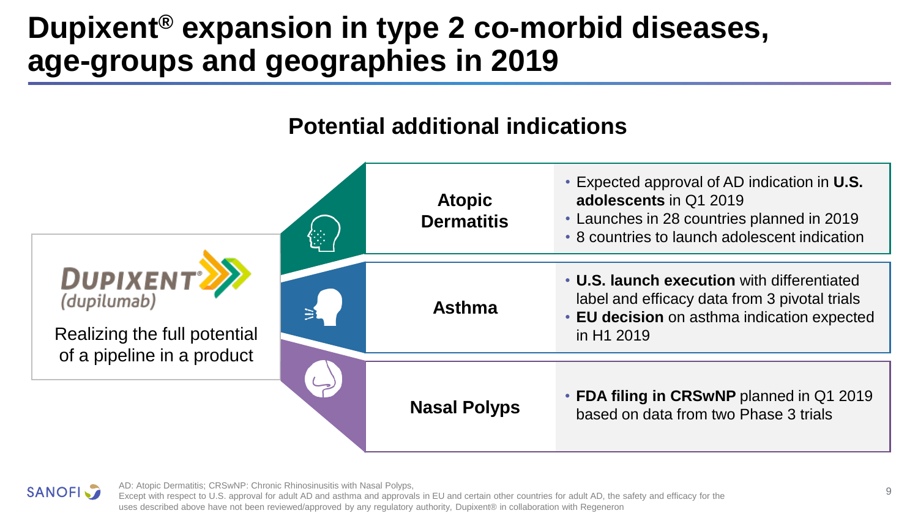# Dupixent® expansion in type 2 co-morbid diseases, age-groups and geographies in 2019

**DUPIXENT®**
*(dupilumab)*

Realizing the full potential of a pipeline in a product

## Potential additional indications

| Indication | Details |
| --- | --- |
| **Atopic Dermatitis** | • Expected approval of AD indication in **U.S. adolescents** in Q1 2019<br>• Launches in 28 countries planned in 2019<br>• 8 countries to launch adolescent indication |
| **Asthma** | • **U.S. launch execution** with differentiated label and efficacy data from 3 pivotal trials<br>• **EU decision** on asthma indication expected in H1 2019 |
| **Nasal Polyps** | • **FDA filing in CRSwNP** planned in Q1 2019 based on data from two Phase 3 trials |

AD: Atopic Dermatitis; CRSwNP: Chronic Rhinosinusitis with Nasal Polyps,
Except with respect to U.S. approval for adult AD and asthma and approvals in EU and certain other countries for adult AD, the safety and efficacy for the uses described above have not been reviewed/approved by any regulatory authority, Dupixent® in collaboration with Regeneron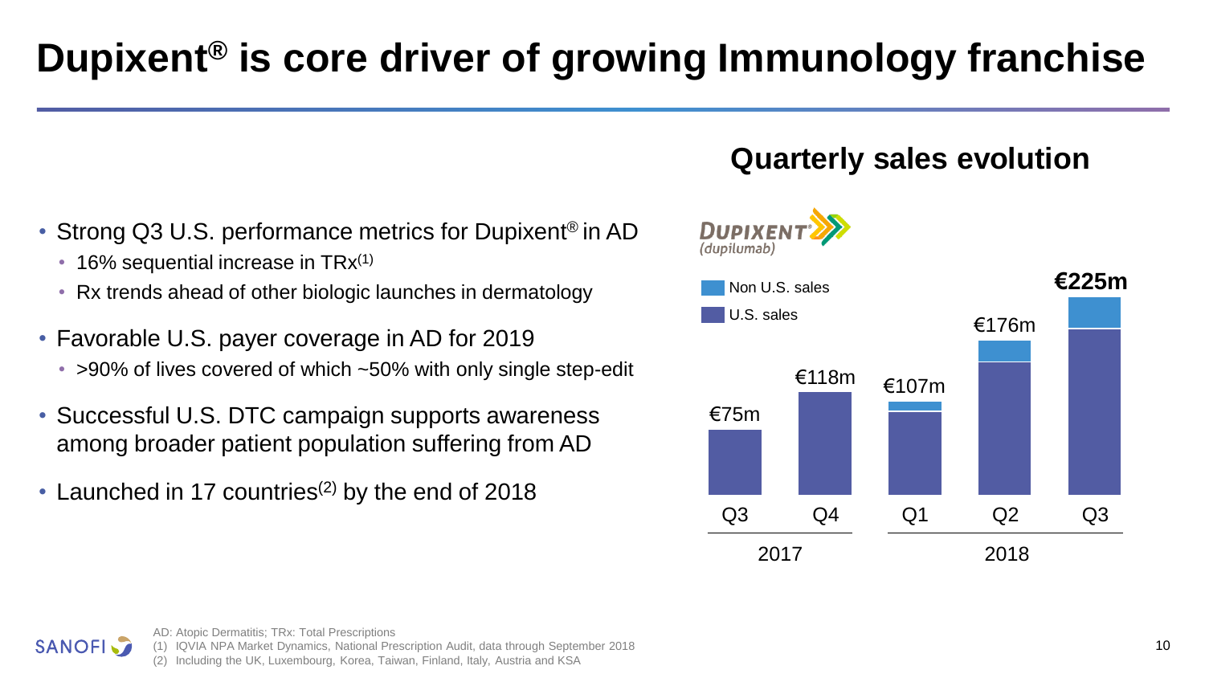# Dupixent® is core driver of growing Immunology franchise

- Strong Q3 U.S. performance metrics for Dupixent® in AD
  - 16% sequential increase in TRx(1)
  - Rx trends ahead of other biologic launches in dermatology
- Favorable U.S. payer coverage in AD for 2019
  - >90% of lives covered of which ~50% with only single step-edit
- Successful U.S. DTC campaign supports awareness among broader patient population suffering from AD
- Launched in 17 countries(2) by the end of 2018

## Quarterly sales evolution

DUPIXENT® (dupilumab)

Non U.S. sales
U.S. sales

| | 2017 | | 2018 | | |
|---|---|---|---|---|---|
| | Q3 | Q4 | Q1 | Q2 | Q3 |
| Total sales | €75m | €118m | €107m | €176m | **€225m** |

AD: Atopic Dermatitis; TRx: Total Prescriptions
(1) IQVIA NPA Market Dynamics, National Prescription Audit, data through September 2018
(2) Including the UK, Luxembourg, Korea, Taiwan, Finland, Italy, Austria and KSA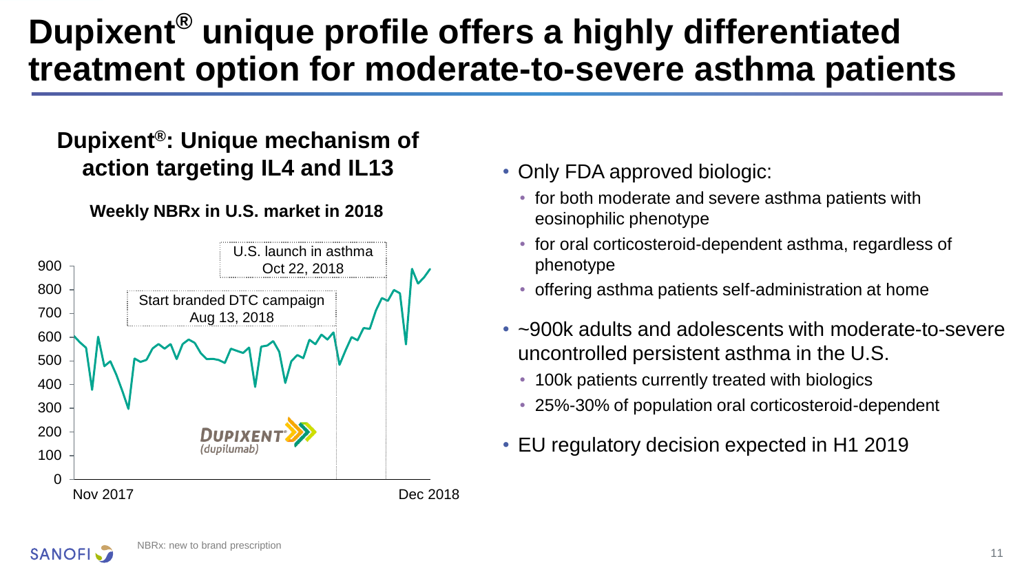# Dupixent® unique profile offers a highly differentiated treatment option for moderate-to-severe asthma patients

## Dupixent®: Unique mechanism of action targeting IL4 and IL13

**Weekly NBRx in U.S. market in 2018**

U.S. launch in asthma Oct 22, 2018

Start branded DTC campaign Aug 13, 2018

900, 800, 700, 600, 500, 400, 300, 200, 100, 0

Nov 2017 — Dec 2018

DUPIXENT® (dupilumab)

- Only FDA approved biologic:
  - for both moderate and severe asthma patients with eosinophilic phenotype
  - for oral corticosteroid-dependent asthma, regardless of phenotype
  - offering asthma patients self-administration at home
- ~900k adults and adolescents with moderate-to-severe uncontrolled persistent asthma in the U.S.
  - 100k patients currently treated with biologics
  - 25%-30% of population oral corticosteroid-dependent
- EU regulatory decision expected in H1 2019

NBRx: new to brand prescription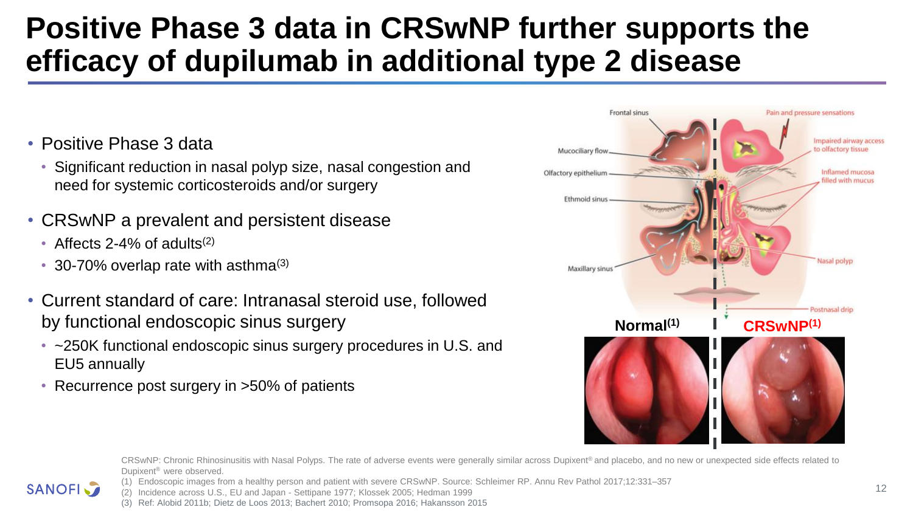# Positive Phase 3 data in CRSwNP further supports the efficacy of dupilumab in additional type 2 disease

- Positive Phase 3 data
  - Significant reduction in nasal polyp size, nasal congestion and need for systemic corticosteroids and/or surgery
- CRSwNP a prevalent and persistent disease
  - Affects 2-4% of adults[2]
  - 30-70% overlap rate with asthma[3]
- Current standard of care: Intranasal steroid use, followed by functional endoscopic sinus surgery
  - ~250K functional endoscopic sinus surgery procedures in U.S. and EU5 annually
  - Recurrence post surgery in >50% of patients

Frontal sinus | Mucociliary flow | Olfactory epithelium | Ethmoid sinus | Maxillary sinus | Pain and pressure sensations | Impaired airway access to olfactory tissue | Inflamed mucosa filled with mucus | Nasal polyp | Postnasal drip

**Normal[1]** | **CRSwNP[1]**

CRSwNP: Chronic Rhinosinusitis with Nasal Polyps. The rate of adverse events were generally similar across Dupixent® and placebo, and no new or unexpected side effects related to Dupixent® were observed.

(1) Endoscopic images from a healthy person and patient with severe CRSwNP. Source: Schleimer RP. Annu Rev Pathol 2017;12:331–357
(2) Incidence across U.S., EU and Japan - Settipane 1977; Klossek 2005; Hedman 1999
(3) Ref: Alobid 2011b; Dietz de Loos 2013; Bachert 2010; Promsopa 2016; Hakansson 2015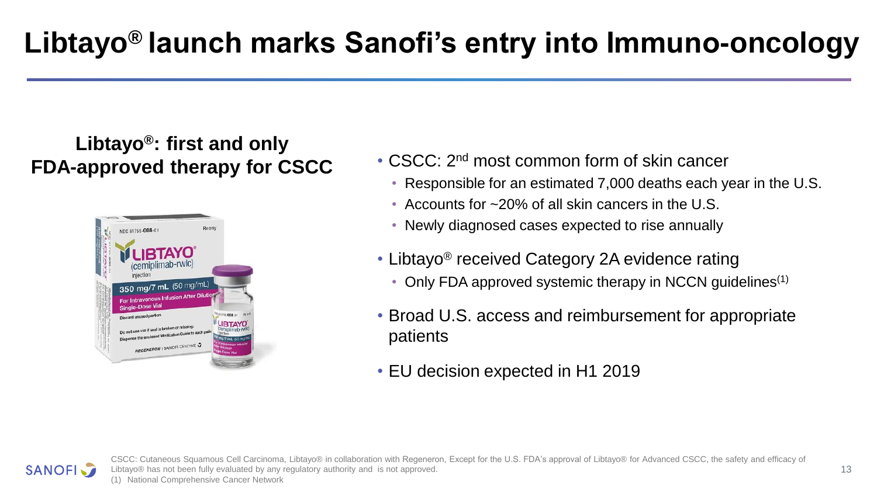# Libtayo® launch marks Sanofi's entry into Immuno-oncology

## Libtayo®: first and only FDA-approved therapy for CSCC

- CSCC: 2nd most common form of skin cancer
  - Responsible for an estimated 7,000 deaths each year in the U.S.
  - Accounts for ~20% of all skin cancers in the U.S.
  - Newly diagnosed cases expected to rise annually
- Libtayo® received Category 2A evidence rating
  - Only FDA approved systemic therapy in NCCN guidelines[1]
- Broad U.S. access and reimbursement for appropriate patients
- EU decision expected in H1 2019

CSCC: Cutaneous Squamous Cell Carcinoma, Libtayo® in collaboration with Regeneron, Except for the U.S. FDA's approval of Libtayo® for Advanced CSCC, the safety and efficacy of Libtayo® has not been fully evaluated by any regulatory authority and is not approved.

(1) National Comprehensive Cancer Network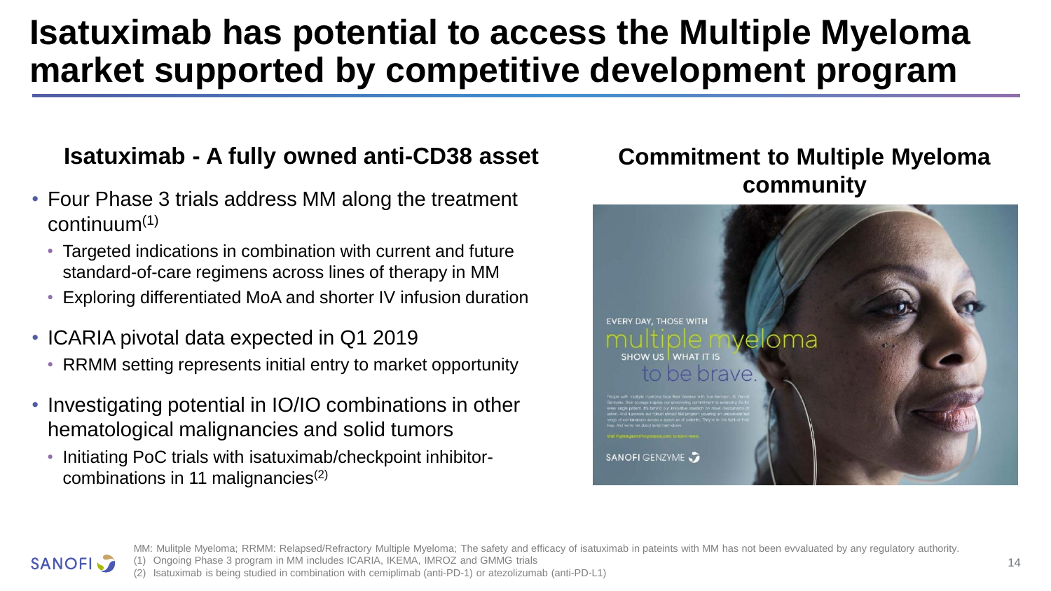# Isatuximab has potential to access the Multiple Myeloma market supported by competitive development program

## Isatuximab - A fully owned anti-CD38 asset

- Four Phase 3 trials address MM along the treatment continuum[1]
  - Targeted indications in combination with current and future standard-of-care regimens across lines of therapy in MM
  - Exploring differentiated MoA and shorter IV infusion duration
- ICARIA pivotal data expected in Q1 2019
  - RRMM setting represents initial entry to market opportunity
- Investigating potential in IO/IO combinations in other hematological malignancies and solid tumors
  - Initiating PoC trials with isatuximab/checkpoint inhibitor-combinations in 11 malignancies[2]

## Commitment to Multiple Myeloma community

EVERY DAY, THOSE WITH multiple myeloma SHOW US WHAT IT IS to be brave.

SANOFI GENZYME

MM: Mulitple Myeloma; RRMM: Relapsed/Refractory Multiple Myeloma; The safety and efficacy of isatuximab in pateints with MM has not been evvaluated by any regulatory authority.
(1) Ongoing Phase 3 program in MM includes ICARIA, IKEMA, IMROZ and GMMG trials
(2) Isatuximab is being studied in combination with cemiplimab (anti-PD-1) or atezolizumab (anti-PD-L1)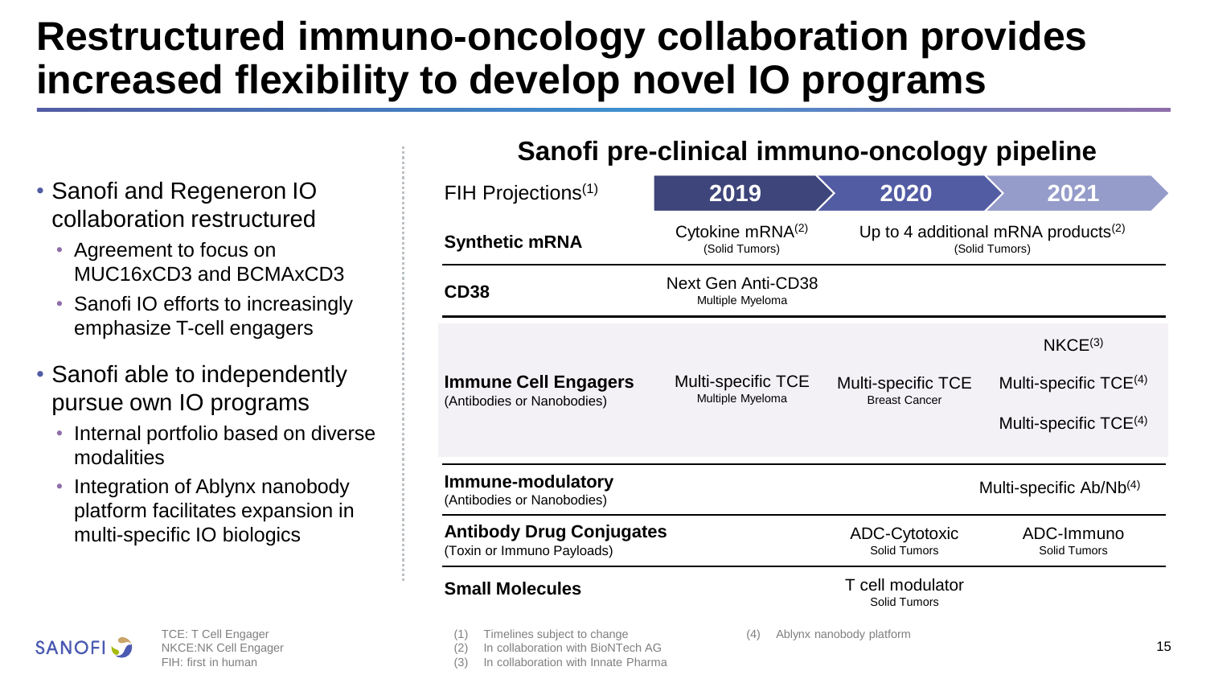# Restructured immuno-oncology collaboration provides increased flexibility to develop novel IO programs

- Sanofi and Regeneron IO collaboration restructured
  - Agreement to focus on MUC16xCD3 and BCMAxCD3
  - Sanofi IO efforts to increasingly emphasize T-cell engagers
- Sanofi able to independently pursue own IO programs
  - Internal portfolio based on diverse modalities
  - Integration of Ablynx nanobody platform facilitates expansion in multi-specific IO biologics

## Sanofi pre-clinical immuno-oncology pipeline

| FIH Projections[1] | 2019 | 2020 | 2021 |
|---|---|---|---|
| **Synthetic mRNA** | Cytokine mRNA[2] (Solid Tumors) | Up to 4 additional mRNA products[2] (Solid Tumors) | |
| **CD38** | Next Gen Anti-CD38 Multiple Myeloma | | |
| **Immune Cell Engagers** (Antibodies or Nanobodies) | Multi-specific TCE Multiple Myeloma | Multi-specific TCE Breast Cancer | NKCE[3]<br>Multi-specific TCE[4]<br>Multi-specific TCE[4] |
| **Immune-modulatory** (Antibodies or Nanobodies) | | | Multi-specific Ab/Nb[4] |
| **Antibody Drug Conjugates** (Toxin or Immuno Payloads) | | ADC-Cytotoxic Solid Tumors | ADC-Immuno Solid Tumors |
| **Small Molecules** | | T cell modulator Solid Tumors | |

TCE: T Cell Engager
NKCE:NK Cell Engager
FIH: first in human

(1) Timelines subject to change
(2) In collaboration with BioNTech AG
(3) In collaboration with Innate Pharma
(4) Ablynx nanobody platform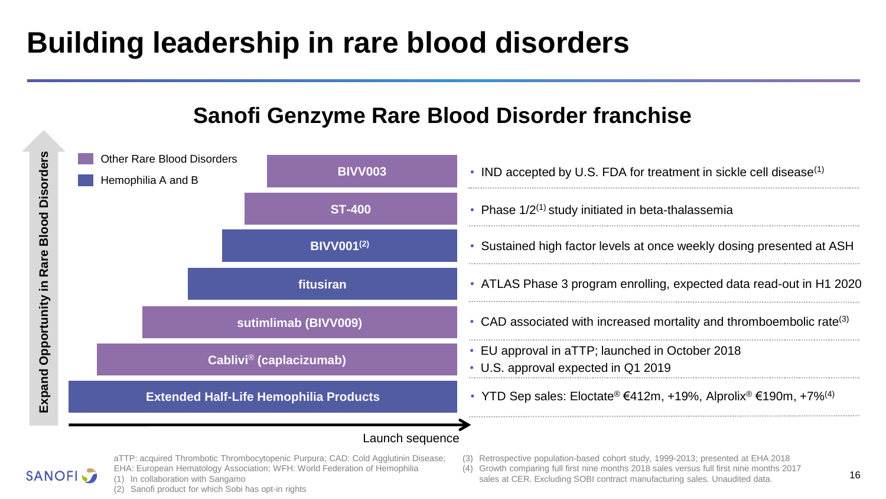# Building leadership in rare blood disorders

## Sanofi Genzyme Rare Blood Disorder franchise

Legend: Other Rare Blood Disorders; Hemophilia A and B

Expand Opportunity in Rare Blood Disorders (vertical axis) / Launch sequence (horizontal axis)

| Product | Update |
|---|---|
| BIVV003 | IND accepted by U.S. FDA for treatment in sickle cell disease[1] |
| ST-400 | Phase 1/2[1] study initiated in beta-thalassemia |
| BIVV001[2] | Sustained high factor levels at once weekly dosing presented at ASH |
| fitusiran | ATLAS Phase 3 program enrolling, expected data read-out in H1 2020 |
| sutimlimab (BIVV009) | CAD associated with increased mortality and thromboembolic rate[3] |
| Cablivi® (caplacizumab) | EU approval in aTTP; launched in October 2018<br>U.S. approval expected in Q1 2019 |
| Extended Half-Life Hemophilia Products | YTD Sep sales: Eloctate® €412m, +19%, Alprolix® €190m, +7%[4] |

aTTP: acquired Thrombotic Thrombocytopenic Purpura; CAD: Cold Agglutinin Disease; EHA: European Hematology Association; WFH: World Federation of Hemophilia

(1) In collaboration with Sangamo

(2) Sanofi product for which Sobi has opt-in rights

(3) Retrospective population-based cohort study, 1999-2013; presented at EHA 2018

(4) Growth comparing full first nine months 2018 sales versus full first nine months 2017 sales at CER. Excluding SOBI contract manufacturing sales. Unaudited data.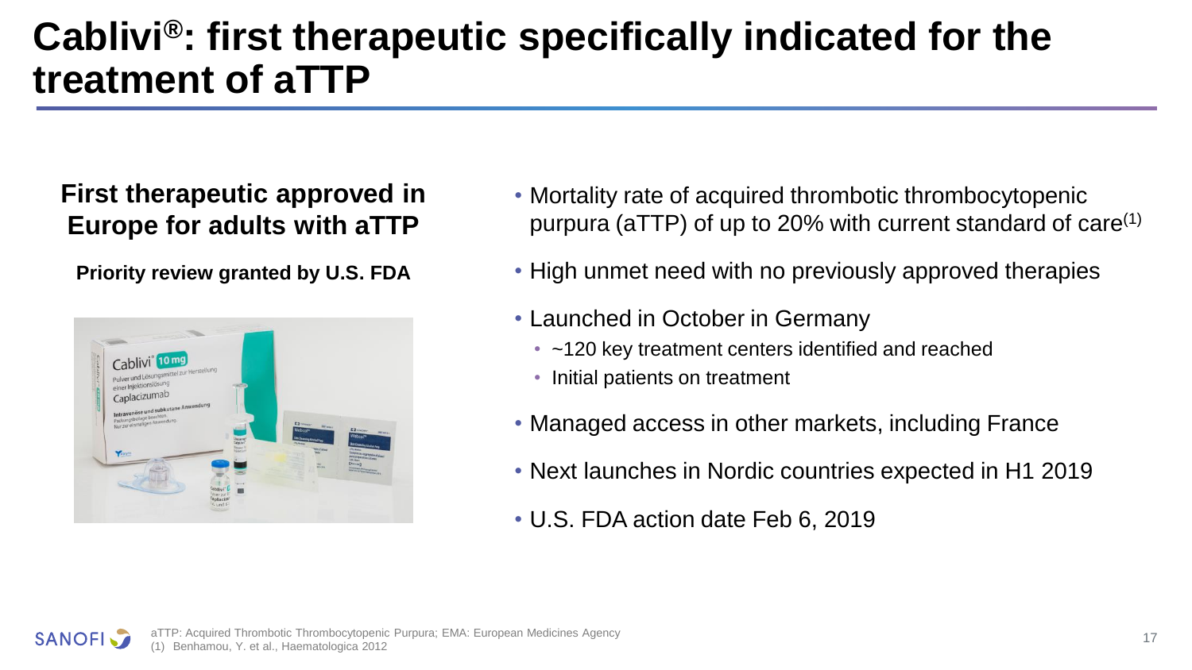# Cablivi®: first therapeutic specifically indicated for the treatment of aTTP

**First therapeutic approved in Europe for adults with aTTP**

**Priority review granted by U.S. FDA**

- Mortality rate of acquired thrombotic thrombocytopenic purpura (aTTP) of up to 20% with current standard of care[1]
- High unmet need with no previously approved therapies
- Launched in October in Germany
  - ~120 key treatment centers identified and reached
  - Initial patients on treatment
- Managed access in other markets, including France
- Next launches in Nordic countries expected in H1 2019
- U.S. FDA action date Feb 6, 2019

aTTP: Acquired Thrombotic Thrombocytopenic Purpura; EMA: European Medicines Agency
(1) Benhamou, Y. et al., Haematologica 2012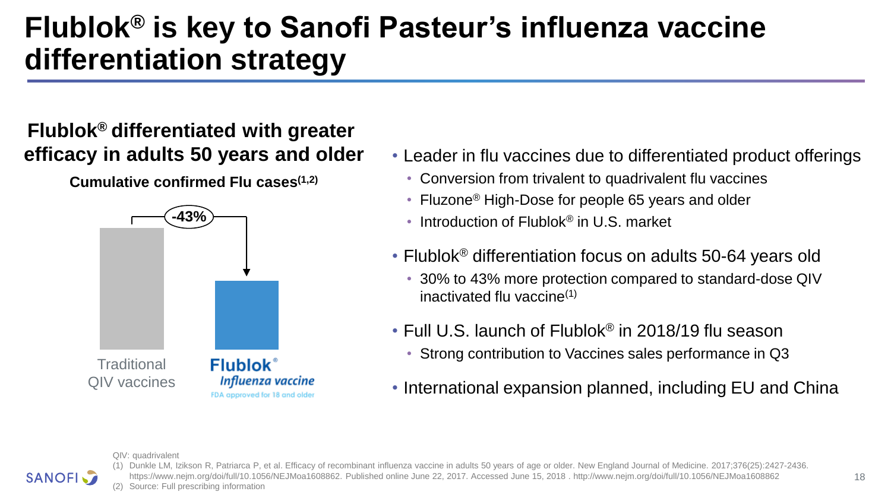# Flublok® is key to Sanofi Pasteur's influenza vaccine differentiation strategy

## Flublok® differentiated with greater efficacy in adults 50 years and older

**Cumulative confirmed Flu cases[1,2]**

-43%

Traditional QIV vaccines

Flublok® Influenza vaccine
FDA approved for 18 and older

- Leader in flu vaccines due to differentiated product offerings
  - Conversion from trivalent to quadrivalent flu vaccines
  - Fluzone® High-Dose for people 65 years and older
  - Introduction of Flublok® in U.S. market
- Flublok® differentiation focus on adults 50-64 years old
  - 30% to 43% more protection compared to standard-dose QIV inactivated flu vaccine[1]
- Full U.S. launch of Flublok® in 2018/19 flu season
  - Strong contribution to Vaccines sales performance in Q3
- International expansion planned, including EU and China

QIV: quadrivalent

(1) Dunkle LM, Izikson R, Patriarca P, et al. Efficacy of recombinant influenza vaccine in adults 50 years of age or older. New England Journal of Medicine. 2017;376(25):2427-2436. https://www.nejm.org/doi/full/10.1056/NEJMoa1608862. Published online June 22, 2017. Accessed June 15, 2018 . http://www.nejm.org/doi/full/10.1056/NEJMoa1608862

(2) Source: Full prescribing information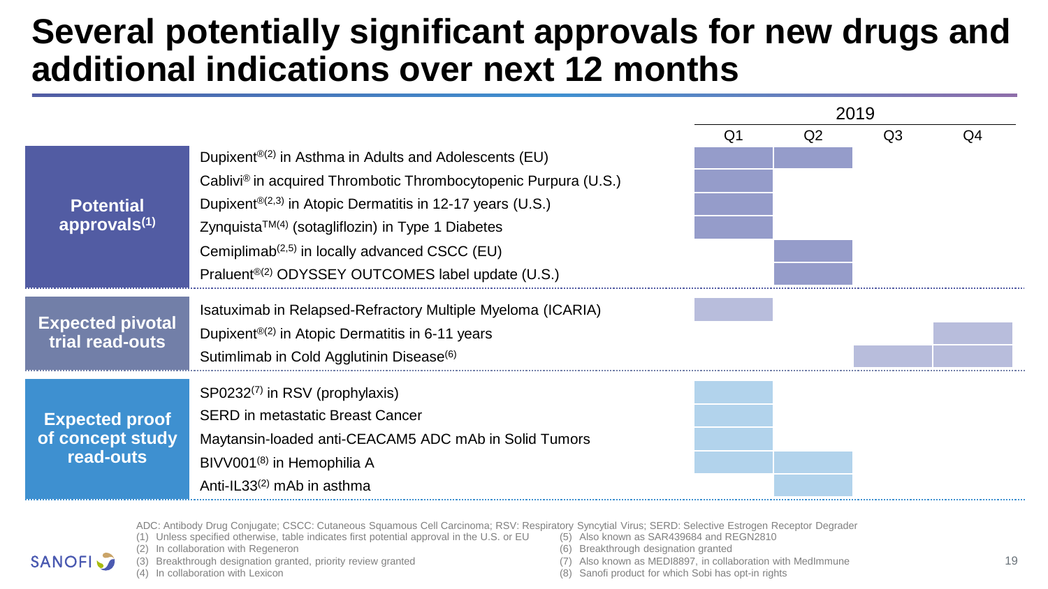# Several potentially significant approvals for new drugs and additional indications over next 12 months

| Category | Item | 2019 Q1 | 2019 Q2 | 2019 Q3 | 2019 Q4 |
|---|---|---|---|---|---|
| **Potential approvals[(1)]** | Dupixent®[(2)] in Asthma in Adults and Adolescents (EU) | ■ | ■ | | |
| | Cablivi® in acquired Thrombotic Thrombocytopenic Purpura (U.S.) | ■ | | | |
| | Dupixent®[(2,3)] in Atopic Dermatitis in 12-17 years (U.S.) | ■ | | | |
| | Zynquista™[(4)] (sotagliflozin) in Type 1 Diabetes | ■ | | | |
| | Cemiplimab[(2,5)] in locally advanced CSCC (EU) | | ■ | | |
| | Praluent®[(2)] ODYSSEY OUTCOMES label update (U.S.) | | ■ | | |
| **Expected pivotal trial read-outs** | Isatuximab in Relapsed-Refractory Multiple Myeloma (ICARIA) | ■ | | | |
| | Dupixent®[(2)] in Atopic Dermatitis in 6-11 years | | | | ■ |
| | Sutimlimab in Cold Agglutinin Disease[(6)] | | | ■ | ■ |
| **Expected proof of concept study read-outs** | SP0232[(7)] in RSV (prophylaxis) | ■ | | | |
| | SERD in metastatic Breast Cancer | ■ | | | |
| | Maytansin-loaded anti-CEACAM5 ADC mAb in Solid Tumors | ■ | | | |
| | BIVV001[(8)] in Hemophilia A | ■ | ■ | | |
| | Anti-IL33[(2)] mAb in asthma | | ■ | | |

ADC: Antibody Drug Conjugate; CSCC: Cutaneous Squamous Cell Carcinoma; RSV: Respiratory Syncytial Virus; SERD: Selective Estrogen Receptor Degrader

(1) Unless specified otherwise, table indicates first potential approval in the U.S. or EU
(2) In collaboration with Regeneron
(3) Breakthrough designation granted, priority review granted
(4) In collaboration with Lexicon
(5) Also known as SAR439684 and REGN2810
(6) Breakthrough designation granted
(7) Also known as MEDI8897, in collaboration with MedImmune
(8) Sanofi product for which Sobi has opt-in rights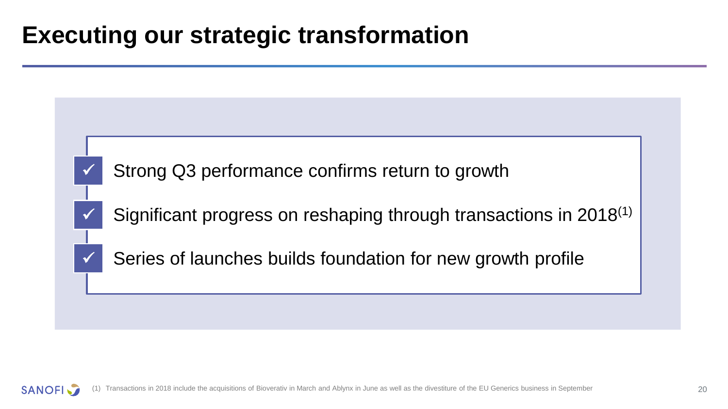# Executing our strategic transformation

- ✓ Strong Q3 performance confirms return to growth
- ✓ Significant progress on reshaping through transactions in 2018[(1)]
- ✓ Series of launches builds foundation for new growth profile

(1) Transactions in 2018 include the acquisitions of Bioverativ in March and Ablynx in June as well as the divestiture of the EU Generics business in September